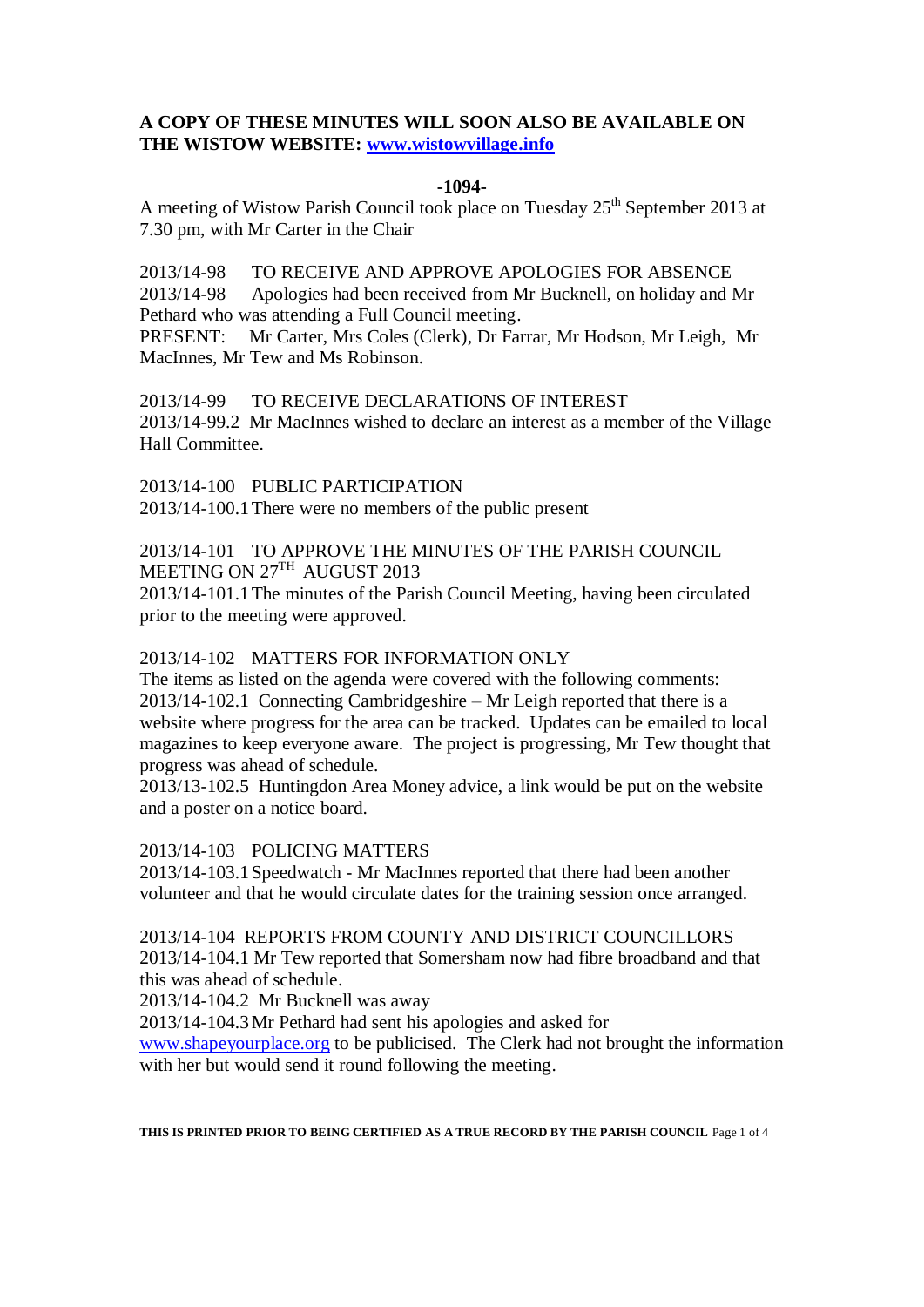**A COPY OF THESE MINUTES WILL SOON ALSO BE AVAILABLE ON THE WISTOW WEBSITE: [www.wistowvillage.info](http://www.wistowvillage.info)**

**-1094-**

A meeting of Wistow Parish Council took place on Tuesday 25th September 2013 at 7.30 pm, with Mr Carter in the Chair

2013/14-98 TO RECEIVE AND APPROVE APOLOGIES FOR ABSENCE
2013/14-98 Apologies had been received from Mr Bucknell, on holiday and Mr Pethard who was attending a Full Council meeting.
PRESENT: Mr Carter, Mrs Coles (Clerk), Dr Farrar, Mr Hodson, Mr Leigh, Mr MacInnes, Mr Tew and Ms Robinson.

2013/14-99 TO RECEIVE DECLARATIONS OF INTEREST
2013/14-99.2 Mr MacInnes wished to declare an interest as a member of the Village Hall Committee.

2013/14-100 PUBLIC PARTICIPATION
2013/14-100.1 There were no members of the public present

2013/14-101 TO APPROVE THE MINUTES OF THE PARISH COUNCIL MEETING ON 27TH AUGUST 2013
2013/14-101.1 The minutes of the Parish Council Meeting, having been circulated prior to the meeting were approved.

2013/14-102 MATTERS FOR INFORMATION ONLY
The items as listed on the agenda were covered with the following comments:
2013/14-102.1 Connecting Cambridgeshire – Mr Leigh reported that there is a website where progress for the area can be tracked. Updates can be emailed to local magazines to keep everyone aware. The project is progressing, Mr Tew thought that progress was ahead of schedule.
2013/13-102.5 Huntingdon Area Money advice, a link would be put on the website and a poster on a notice board.

2013/14-103 POLICING MATTERS
2013/14-103.1 Speedwatch - Mr MacInnes reported that there had been another volunteer and that he would circulate dates for the training session once arranged.

2013/14-104 REPORTS FROM COUNTY AND DISTRICT COUNCILLORS
2013/14-104.1 Mr Tew reported that Somersham now had fibre broadband and that this was ahead of schedule.
2013/14-104.2 Mr Bucknell was away
2013/14-104.3 Mr Pethard had sent his apologies and asked for [www.shapeyourplace.org](http://www.shapeyourplace.org) to be publicised. The Clerk had not brought the information with her but would send it round following the meeting.

**THIS IS PRINTED PRIOR TO BEING CERTIFIED AS A TRUE RECORD BY THE PARISH COUNCIL**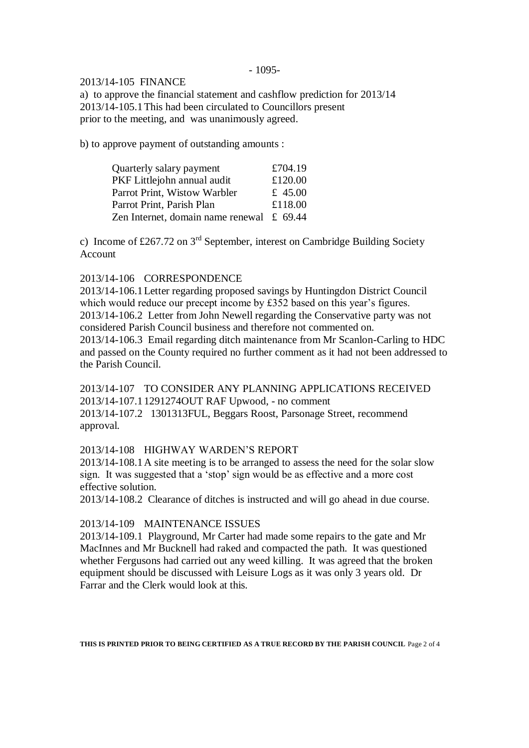2013/14-105 FINANCE

a) to approve the financial statement and cashflow prediction for 2013/14

2013/14-105.1 This had been circulated to Councillors present prior to the meeting, and was unanimously agreed.

b) to approve payment of outstanding amounts :

| | |
|---|---|
| Quarterly salary payment | £704.19 |
| PKF Littlejohn annual audit | £120.00 |
| Parrot Print, Wistow Warbler | £ 45.00 |
| Parrot Print, Parish Plan | £118.00 |
| Zen Internet, domain name renewal | £ 69.44 |

c) Income of £267.72 on 3rd September, interest on Cambridge Building Society Account

2013/14-106 CORRESPONDENCE

2013/14-106.1 Letter regarding proposed savings by Huntingdon District Council which would reduce our precept income by £352 based on this year's figures.

2013/14-106.2 Letter from John Newell regarding the Conservative party was not considered Parish Council business and therefore not commented on.

2013/14-106.3 Email regarding ditch maintenance from Mr Scanlon-Carling to HDC and passed on the County required no further comment as it had not been addressed to the Parish Council.

2013/14-107 TO CONSIDER ANY PLANNING APPLICATIONS RECEIVED

2013/14-107.1 1291274OUT RAF Upwood, - no comment

2013/14-107.2 1301313FUL, Beggars Roost, Parsonage Street, recommend approval.

2013/14-108 HIGHWAY WARDEN'S REPORT

2013/14-108.1 A site meeting is to be arranged to assess the need for the solar slow sign. It was suggested that a 'stop' sign would be as effective and a more cost effective solution.

2013/14-108.2 Clearance of ditches is instructed and will go ahead in due course.

2013/14-109 MAINTENANCE ISSUES

2013/14-109.1 Playground, Mr Carter had made some repairs to the gate and Mr MacInnes and Mr Bucknell had raked and compacted the path. It was questioned whether Fergusons had carried out any weed killing. It was agreed that the broken equipment should be discussed with Leisure Logs as it was only 3 years old. Dr Farrar and the Clerk would look at this.

**THIS IS PRINTED PRIOR TO BEING CERTIFIED AS A TRUE RECORD BY THE PARISH COUNCIL**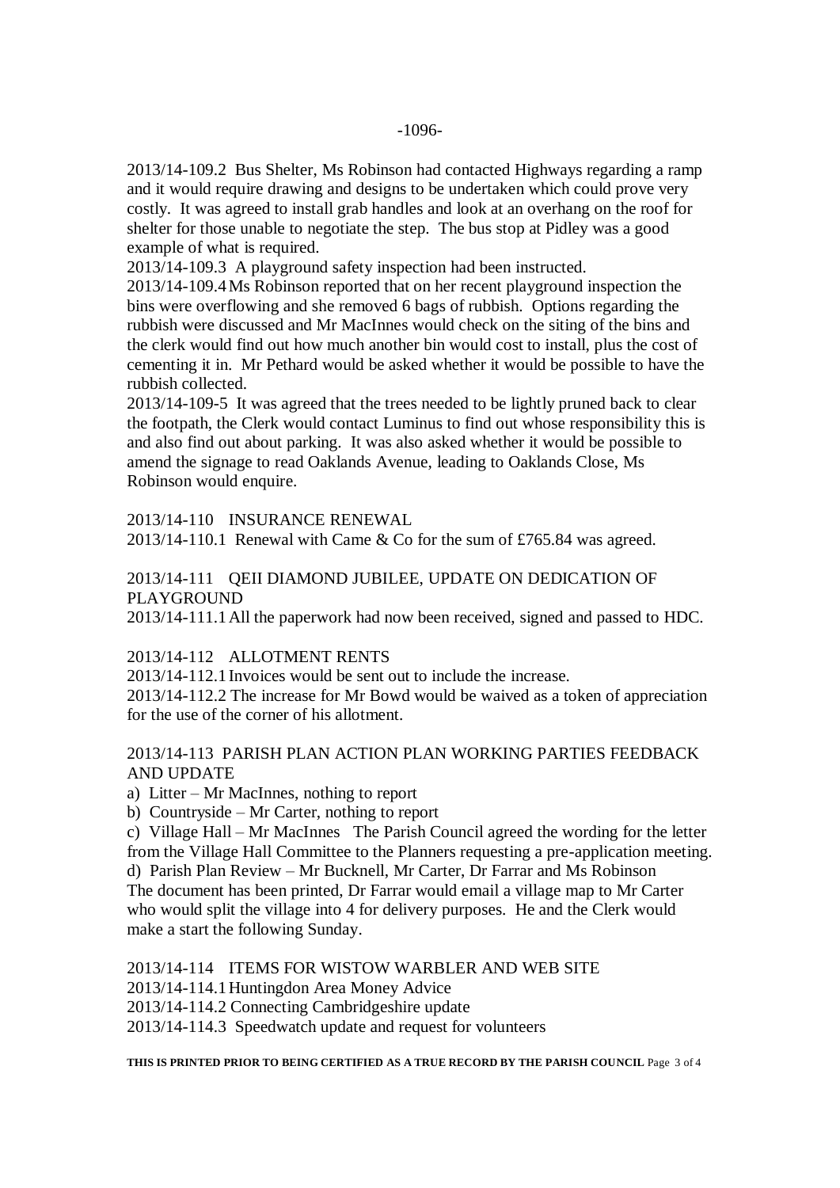2013/14-109.2 Bus Shelter, Ms Robinson had contacted Highways regarding a ramp and it would require drawing and designs to be undertaken which could prove very costly. It was agreed to install grab handles and look at an overhang on the roof for shelter for those unable to negotiate the step. The bus stop at Pidley was a good example of what is required.

2013/14-109.3 A playground safety inspection had been instructed.

2013/14-109.4 Ms Robinson reported that on her recent playground inspection the bins were overflowing and she removed 6 bags of rubbish. Options regarding the rubbish were discussed and Mr MacInnes would check on the siting of the bins and the clerk would find out how much another bin would cost to install, plus the cost of cementing it in. Mr Pethard would be asked whether it would be possible to have the rubbish collected.

2013/14-109-5 It was agreed that the trees needed to be lightly pruned back to clear the footpath, the Clerk would contact Luminus to find out whose responsibility this is and also find out about parking. It was also asked whether it would be possible to amend the signage to read Oaklands Avenue, leading to Oaklands Close, Ms Robinson would enquire.

2013/14-110 INSURANCE RENEWAL

2013/14-110.1 Renewal with Came & Co for the sum of £765.84 was agreed.

2013/14-111 QEII DIAMOND JUBILEE, UPDATE ON DEDICATION OF PLAYGROUND

2013/14-111.1 All the paperwork had now been received, signed and passed to HDC.

2013/14-112 ALLOTMENT RENTS

2013/14-112.1 Invoices would be sent out to include the increase.

2013/14-112.2 The increase for Mr Bowd would be waived as a token of appreciation for the use of the corner of his allotment.

2013/14-113 PARISH PLAN ACTION PLAN WORKING PARTIES FEEDBACK AND UPDATE

a) Litter – Mr MacInnes, nothing to report

b) Countryside – Mr Carter, nothing to report

c) Village Hall – Mr MacInnes The Parish Council agreed the wording for the letter from the Village Hall Committee to the Planners requesting a pre-application meeting.

d) Parish Plan Review – Mr Bucknell, Mr Carter, Dr Farrar and Ms Robinson
The document has been printed, Dr Farrar would email a village map to Mr Carter who would split the village into 4 for delivery purposes. He and the Clerk would make a start the following Sunday.

2013/14-114 ITEMS FOR WISTOW WARBLER AND WEB SITE

2013/14-114.1 Huntingdon Area Money Advice

2013/14-114.2 Connecting Cambridgeshire update

2013/14-114.3 Speedwatch update and request for volunteers

**THIS IS PRINTED PRIOR TO BEING CERTIFIED AS A TRUE RECORD BY THE PARISH COUNCIL**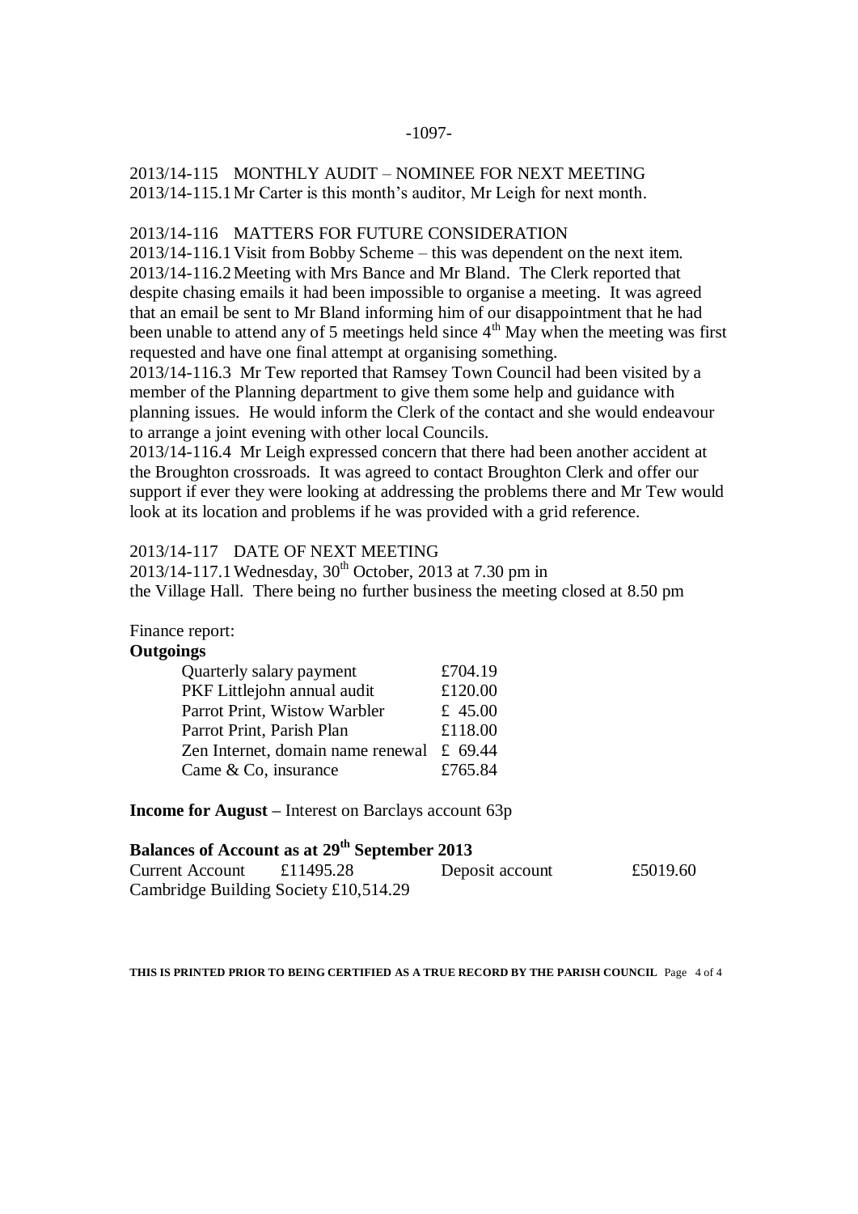2013/14-115 MONTHLY AUDIT – NOMINEE FOR NEXT MEETING

2013/14-115.1 Mr Carter is this month's auditor, Mr Leigh for next month.

2013/14-116 MATTERS FOR FUTURE CONSIDERATION

2013/14-116.1 Visit from Bobby Scheme – this was dependent on the next item.

2013/14-116.2 Meeting with Mrs Bance and Mr Bland. The Clerk reported that despite chasing emails it had been impossible to organise a meeting. It was agreed that an email be sent to Mr Bland informing him of our disappointment that he had been unable to attend any of 5 meetings held since 4th May when the meeting was first requested and have one final attempt at organising something.

2013/14-116.3 Mr Tew reported that Ramsey Town Council had been visited by a member of the Planning department to give them some help and guidance with planning issues. He would inform the Clerk of the contact and she would endeavour to arrange a joint evening with other local Councils.

2013/14-116.4 Mr Leigh expressed concern that there had been another accident at the Broughton crossroads. It was agreed to contact Broughton Clerk and offer our support if ever they were looking at addressing the problems there and Mr Tew would look at its location and problems if he was provided with a grid reference.

2013/14-117 DATE OF NEXT MEETING

2013/14-117.1 Wednesday, 30th October, 2013 at 7.30 pm in the Village Hall. There being no further business the meeting closed at 8.50 pm

Finance report:

**Outgoings**

| | |
|---|---|
| Quarterly salary payment | £704.19 |
| PKF Littlejohn annual audit | £120.00 |
| Parrot Print, Wistow Warbler | £ 45.00 |
| Parrot Print, Parish Plan | £118.00 |
| Zen Internet, domain name renewal | £ 69.44 |
| Came & Co, insurance | £765.84 |

**Income for August** – Interest on Barclays account 63p

**Balances of Account as at 29th September 2013**

Current Account £11495.28 Deposit account £5019.60

Cambridge Building Society £10,514.29

THIS IS PRINTED PRIOR TO BEING CERTIFIED AS A TRUE RECORD BY THE PARISH COUNCIL